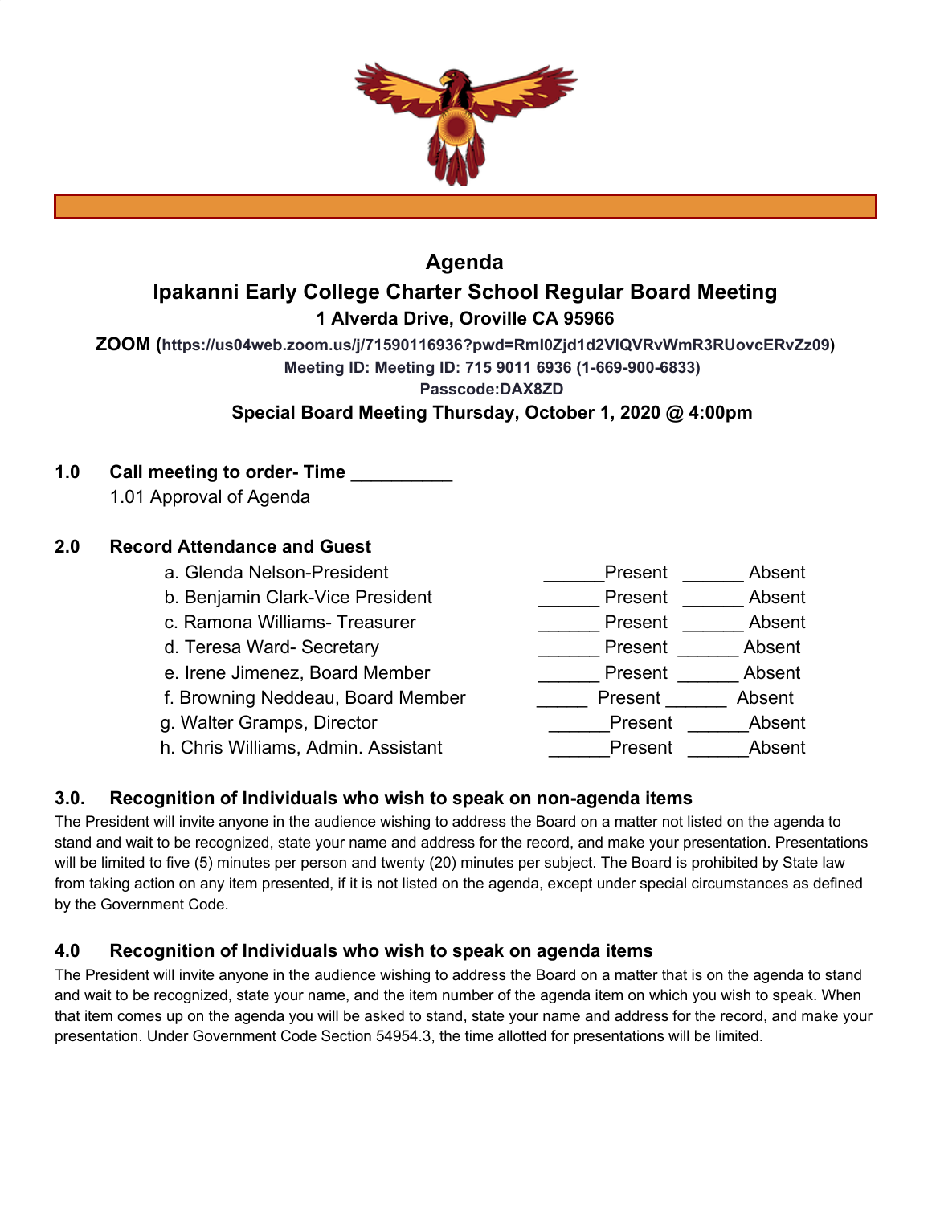# Agenda

## Ipakanni Early College Charter School Regular Board Meeting

**1 Alverda Drive, Oroville CA 95966**

**ZOOM (https://us04web.zoom.us/j/71590116936?pwd=RmI0Zjd1d2VlQVRvWmR3RUovcERvZz09)**

**Meeting ID: Meeting ID: 715 9011 6936 (1-669-900-6833)**

**Passcode:DAX8ZD**

**Special Board Meeting Thursday, October 1, 2020 @ 4:00pm**

**1.0 Call meeting to order- Time __________**

1.01 Approval of Agenda

**2.0 Record Attendance and Guest**

| | | |
|---|---|---|
| a. Glenda Nelson-President | ______Present | ______ Absent |
| b. Benjamin Clark-Vice President | ______ Present | ______ Absent |
| c. Ramona Williams- Treasurer | ______ Present | ______ Absent |
| d. Teresa Ward- Secretary | ______ Present | ______ Absent |
| e. Irene Jimenez, Board Member | ______ Present | ______ Absent |
| f. Browning Neddeau, Board Member | _____ Present | ______ Absent |
| g. Walter Gramps, Director | ______Present | ______Absent |
| h. Chris Williams, Admin. Assistant | ______Present | ______Absent |

### 3.0. Recognition of Individuals who wish to speak on non-agenda items

The President will invite anyone in the audience wishing to address the Board on a matter not listed on the agenda to stand and wait to be recognized, state your name and address for the record, and make your presentation. Presentations will be limited to five (5) minutes per person and twenty (20) minutes per subject. The Board is prohibited by State law from taking action on any item presented, if it is not listed on the agenda, except under special circumstances as defined by the Government Code.

### 4.0 Recognition of Individuals who wish to speak on agenda items

The President will invite anyone in the audience wishing to address the Board on a matter that is on the agenda to stand and wait to be recognized, state your name, and the item number of the agenda item on which you wish to speak. When that item comes up on the agenda you will be asked to stand, state your name and address for the record, and make your presentation. Under Government Code Section 54954.3, the time allotted for presentations will be limited.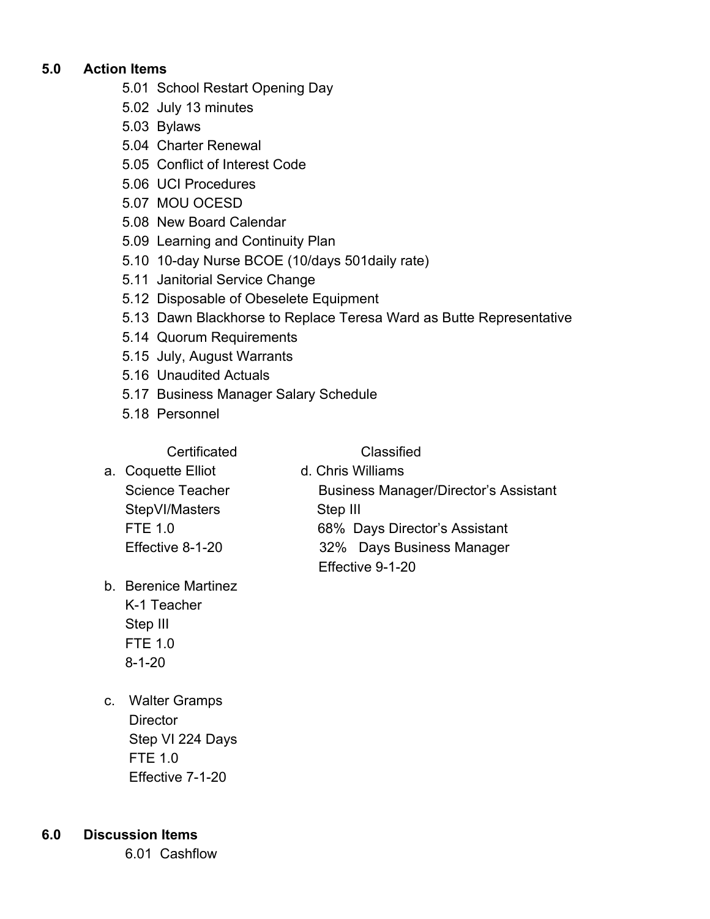## 5.0 Action Items

- 5.01 School Restart Opening Day
- 5.02 July 13 minutes
- 5.03 Bylaws
- 5.04 Charter Renewal
- 5.05 Conflict of Interest Code
- 5.06 UCI Procedures
- 5.07 MOU OCESD
- 5.08 New Board Calendar
- 5.09 Learning and Continuity Plan
- 5.10 10-day Nurse BCOE (10/days 501daily rate)
- 5.11 Janitorial Service Change
- 5.12 Disposable of Obeselete Equipment
- 5.13 Dawn Blackhorse to Replace Teresa Ward as Butte Representative
- 5.14 Quorum Requirements
- 5.15 July, August Warrants
- 5.16 Unaudited Actuals
- 5.17 Business Manager Salary Schedule
- 5.18 Personnel

Certificated

a. Coquette Elliot
   Science Teacher
   StepVI/Masters
   FTE 1.0
   Effective 8-1-20

b. Berenice Martinez
   K-1 Teacher
   Step III
   FTE 1.0
   8-1-20

c. Walter Gramps
   Director
   Step VI 224 Days
   FTE 1.0
   Effective 7-1-20

Classified

d. Chris Williams
   Business Manager/Director's Assistant
   Step III
   68% Days Director's Assistant
   32% Days Business Manager
   Effective 9-1-20

## 6.0 Discussion Items

- 6.01 Cashflow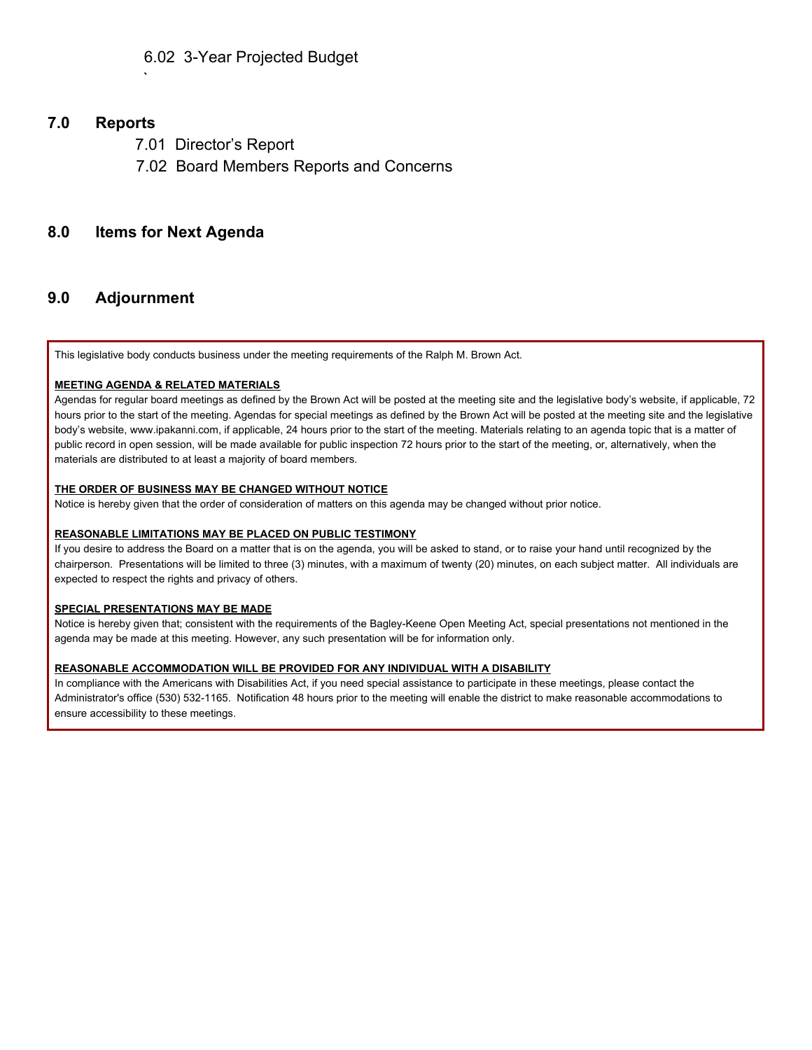6.02 3-Year Projected Budget

`

## 7.0 Reports

7.01 Director's Report

7.02 Board Members Reports and Concerns

## 8.0 Items for Next Agenda

## 9.0 Adjournment

This legislative body conducts business under the meeting requirements of the Ralph M. Brown Act.

**MEETING AGENDA & RELATED MATERIALS**

Agendas for regular board meetings as defined by the Brown Act will be posted at the meeting site and the legislative body's website, if applicable, 72 hours prior to the start of the meeting. Agendas for special meetings as defined by the Brown Act will be posted at the meeting site and the legislative body's website, www.ipakanni.com, if applicable, 24 hours prior to the start of the meeting. Materials relating to an agenda topic that is a matter of public record in open session, will be made available for public inspection 72 hours prior to the start of the meeting, or, alternatively, when the materials are distributed to at least a majority of board members.

**THE ORDER OF BUSINESS MAY BE CHANGED WITHOUT NOTICE**

Notice is hereby given that the order of consideration of matters on this agenda may be changed without prior notice.

**REASONABLE LIMITATIONS MAY BE PLACED ON PUBLIC TESTIMONY**

If you desire to address the Board on a matter that is on the agenda, you will be asked to stand, or to raise your hand until recognized by the chairperson. Presentations will be limited to three (3) minutes, with a maximum of twenty (20) minutes, on each subject matter. All individuals are expected to respect the rights and privacy of others.

**SPECIAL PRESENTATIONS MAY BE MADE**

Notice is hereby given that; consistent with the requirements of the Bagley-Keene Open Meeting Act, special presentations not mentioned in the agenda may be made at this meeting. However, any such presentation will be for information only.

**REASONABLE ACCOMMODATION WILL BE PROVIDED FOR ANY INDIVIDUAL WITH A DISABILITY**

In compliance with the Americans with Disabilities Act, if you need special assistance to participate in these meetings, please contact the Administrator's office (530) 532-1165. Notification 48 hours prior to the meeting will enable the district to make reasonable accommodations to ensure accessibility to these meetings.